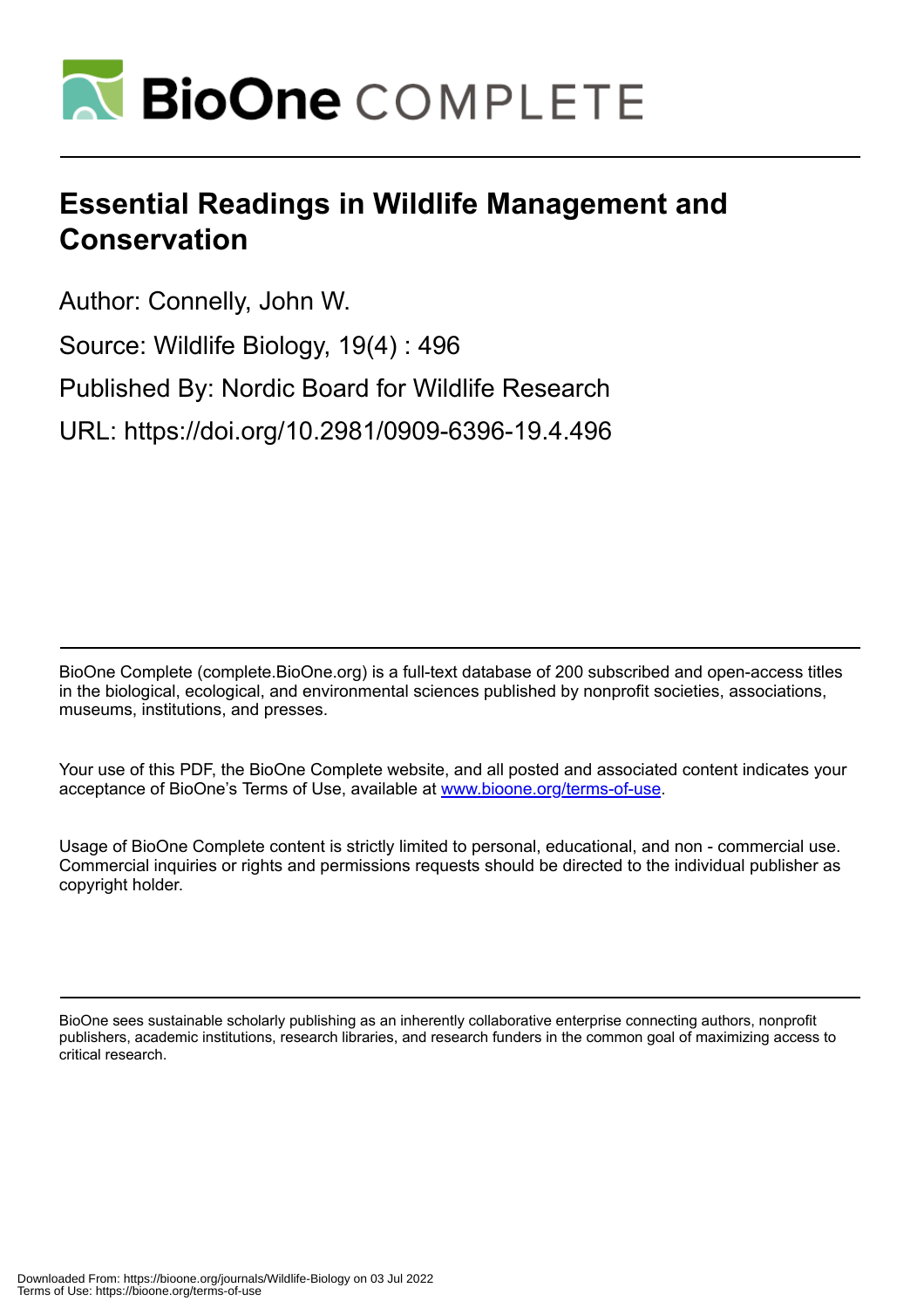# Essential Readings in Wildlife Management and Conservation

Author: Connelly, John W.

Source: Wildlife Biology, 19(4) : 496

Published By: Nordic Board for Wildlife Research

URL: https://doi.org/10.2981/0909-6396-19.4.496

BioOne Complete (complete.BioOne.org) is a full-text database of 200 subscribed and open-access titles in the biological, ecological, and environmental sciences published by nonprofit societies, associations, museums, institutions, and presses.

Your use of this PDF, the BioOne Complete website, and all posted and associated content indicates your acceptance of BioOne's Terms of Use, available at www.bioone.org/terms-of-use.

Usage of BioOne Complete content is strictly limited to personal, educational, and non - commercial use. Commercial inquiries or rights and permissions requests should be directed to the individual publisher as copyright holder.

BioOne sees sustainable scholarly publishing as an inherently collaborative enterprise connecting authors, nonprofit publishers, academic institutions, research libraries, and research funders in the common goal of maximizing access to critical research.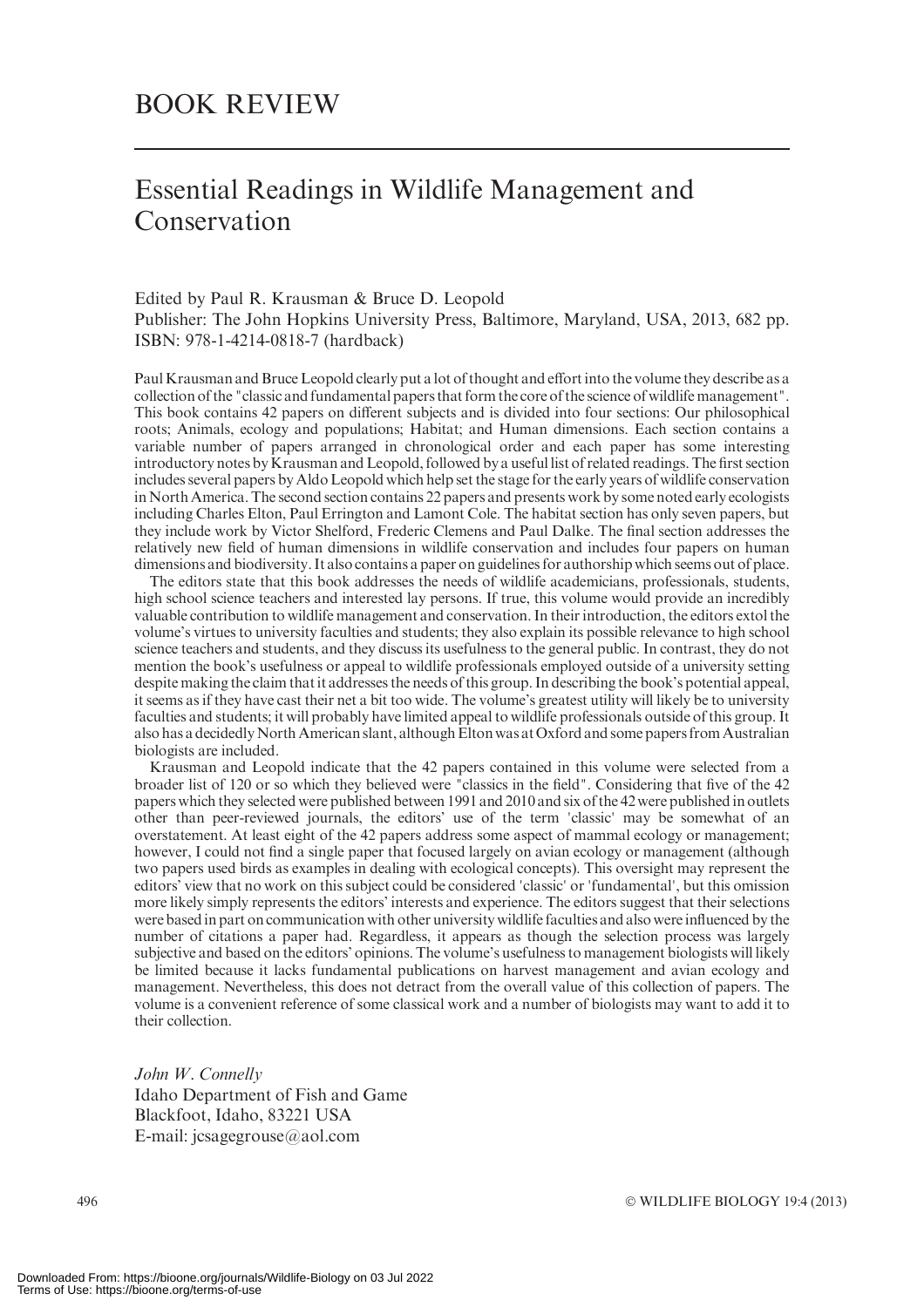# BOOK REVIEW

## Essential Readings in Wildlife Management and Conservation

Edited by Paul R. Krausman & Bruce D. Leopold
Publisher: The John Hopkins University Press, Baltimore, Maryland, USA, 2013, 682 pp.
ISBN: 978-1-4214-0818-7 (hardback)

Paul Krausman and Bruce Leopold clearly put a lot of thought and effort into the volume they describe as a collection of the "classic and fundamental papers that form the core of the science of wildlife management". This book contains 42 papers on different subjects and is divided into four sections: Our philosophical roots; Animals, ecology and populations; Habitat; and Human dimensions. Each section contains a variable number of papers arranged in chronological order and each paper has some interesting introductory notes by Krausman and Leopold, followed by a useful list of related readings. The first section includes several papers by Aldo Leopold which help set the stage for the early years of wildlife conservation in North America. The second section contains 22 papers and presents work by some noted early ecologists including Charles Elton, Paul Errington and Lamont Cole. The habitat section has only seven papers, but they include work by Victor Shelford, Frederic Clemens and Paul Dalke. The final section addresses the relatively new field of human dimensions in wildlife conservation and includes four papers on human dimensions and biodiversity. It also contains a paper on guidelines for authorship which seems out of place.

The editors state that this book addresses the needs of wildlife academicians, professionals, students, high school science teachers and interested lay persons. If true, this volume would provide an incredibly valuable contribution to wildlife management and conservation. In their introduction, the editors extol the volume's virtues to university faculties and students; they also explain its possible relevance to high school science teachers and students, and they discuss its usefulness to the general public. In contrast, they do not mention the book's usefulness or appeal to wildlife professionals employed outside of a university setting despite making the claim that it addresses the needs of this group. In describing the book's potential appeal, it seems as if they have cast their net a bit too wide. The volume's greatest utility will likely be to university faculties and students; it will probably have limited appeal to wildlife professionals outside of this group. It also has a decidedly North American slant, although Elton was at Oxford and some papers from Australian biologists are included.

Krausman and Leopold indicate that the 42 papers contained in this volume were selected from a broader list of 120 or so which they believed were "classics in the field". Considering that five of the 42 papers which they selected were published between 1991 and 2010 and six of the 42 were published in outlets other than peer-reviewed journals, the editors' use of the term 'classic' may be somewhat of an overstatement. At least eight of the 42 papers address some aspect of mammal ecology or management; however, I could not find a single paper that focused largely on avian ecology or management (although two papers used birds as examples in dealing with ecological concepts). This oversight may represent the editors' view that no work on this subject could be considered 'classic' or 'fundamental', but this omission more likely simply represents the editors' interests and experience. The editors suggest that their selections were based in part on communication with other university wildlife faculties and also were influenced by the number of citations a paper had. Regardless, it appears as though the selection process was largely subjective and based on the editors' opinions. The volume's usefulness to management biologists will likely be limited because it lacks fundamental publications on harvest management and avian ecology and management. Nevertheless, this does not detract from the overall value of this collection of papers. The volume is a convenient reference of some classical work and a number of biologists may want to add it to their collection.

*John W. Connelly*
Idaho Department of Fish and Game
Blackfoot, Idaho, 83221 USA
E-mail: jcsagegrouse@aol.com